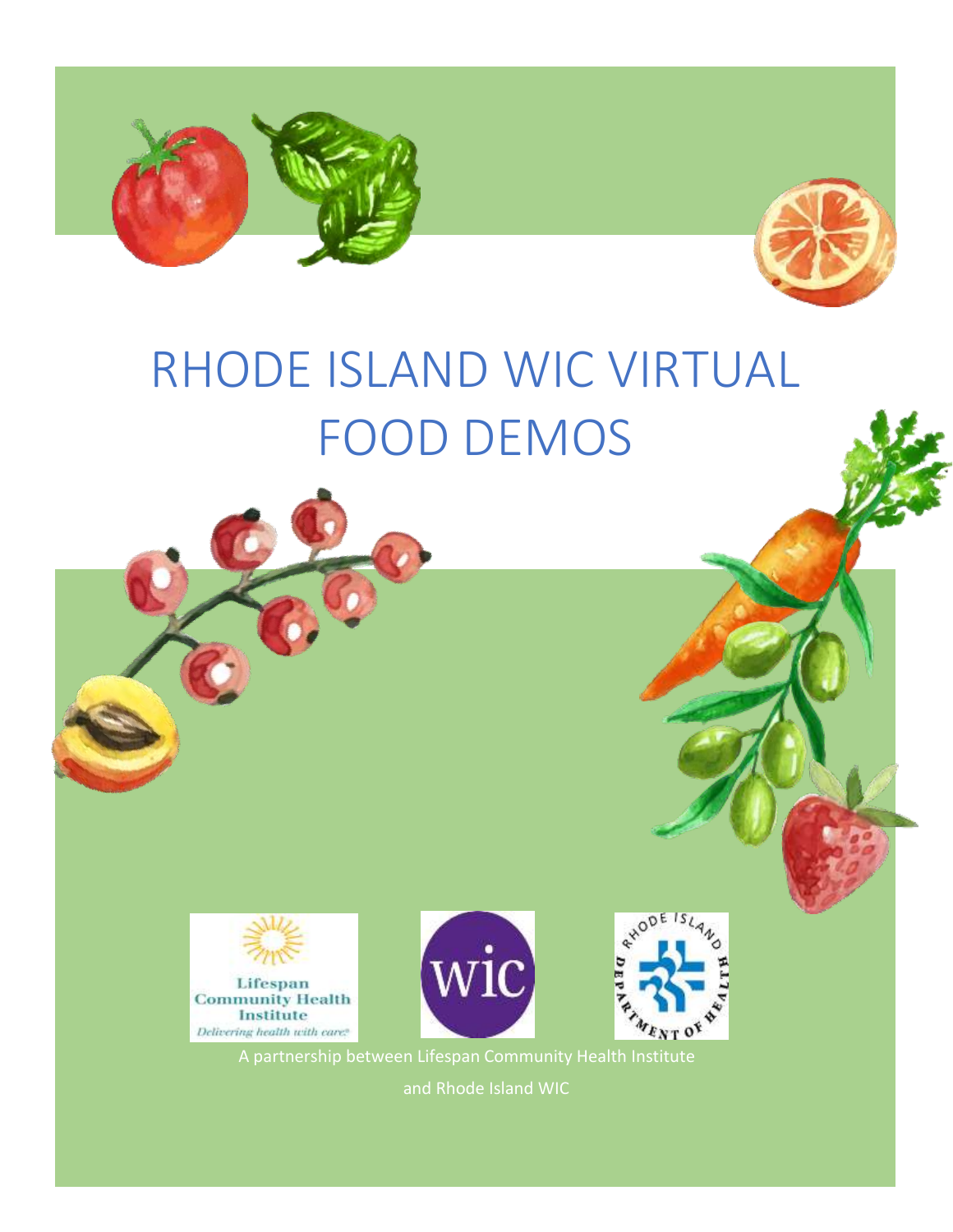# RHODE ISLAND WIC VIRTUAL FOOD DEMOS

Lifespan Community Health Institute
*Delivering health with care*

WIC

Rhode Island Department of Health

A partnership between Lifespan Community Health Institute and Rhode Island WIC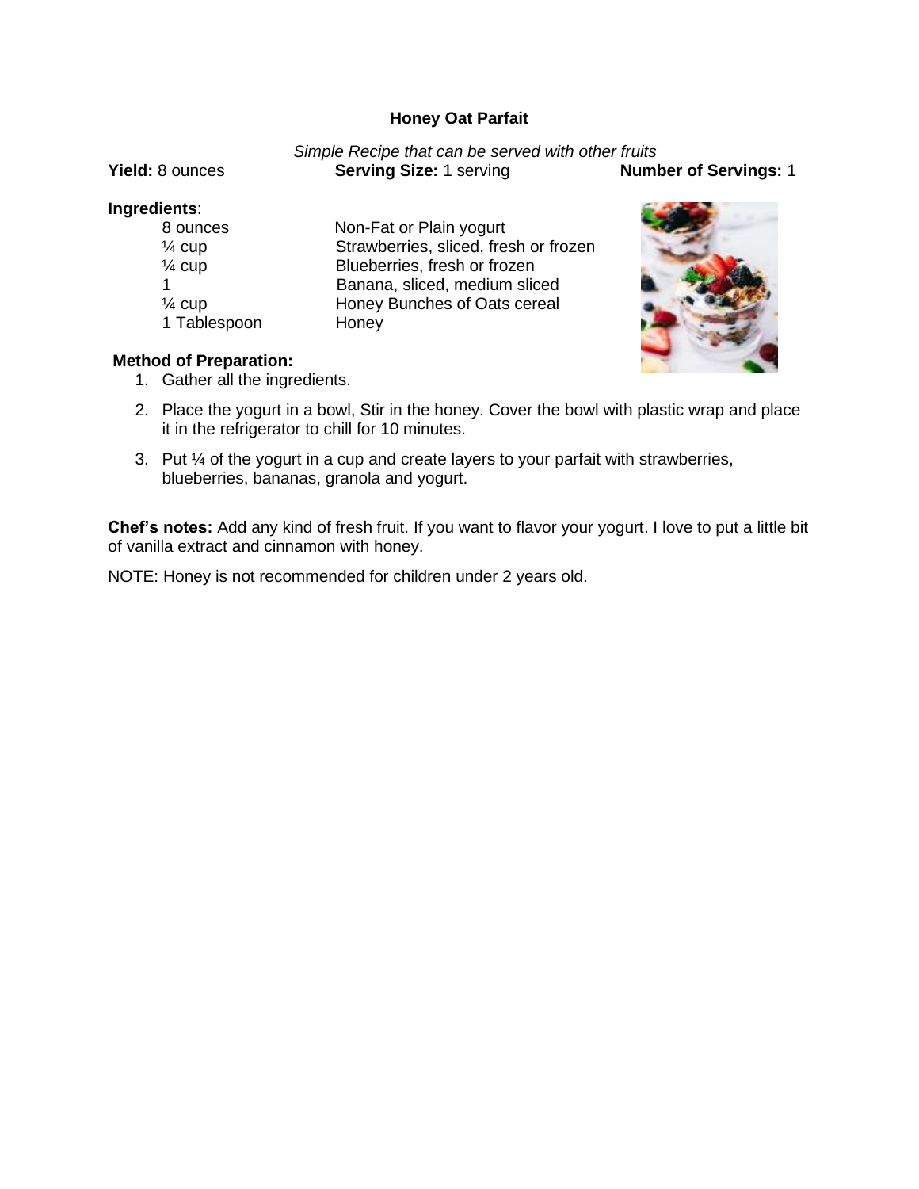# Honey Oat Parfait

*Simple Recipe that can be served with other fruits*

**Yield:** 8 ounces **Serving Size:** 1 serving **Number of Servings:** 1

**Ingredients**:

| | |
|---|---|
| 8 ounces | Non-Fat or Plain yogurt |
| ¼ cup | Strawberries, sliced, fresh or frozen |
| ¼ cup | Blueberries, fresh or frozen |
| 1 | Banana, sliced, medium sliced |
| ¼ cup | Honey Bunches of Oats cereal |
| 1 Tablespoon | Honey |

**Method of Preparation:**

1. Gather all the ingredients.
2. Place the yogurt in a bowl, Stir in the honey. Cover the bowl with plastic wrap and place it in the refrigerator to chill for 10 minutes.
3. Put ¼ of the yogurt in a cup and create layers to your parfait with strawberries, blueberries, bananas, granola and yogurt.

**Chef's notes:** Add any kind of fresh fruit. If you want to flavor your yogurt. I love to put a little bit of vanilla extract and cinnamon with honey.

NOTE: Honey is not recommended for children under 2 years old.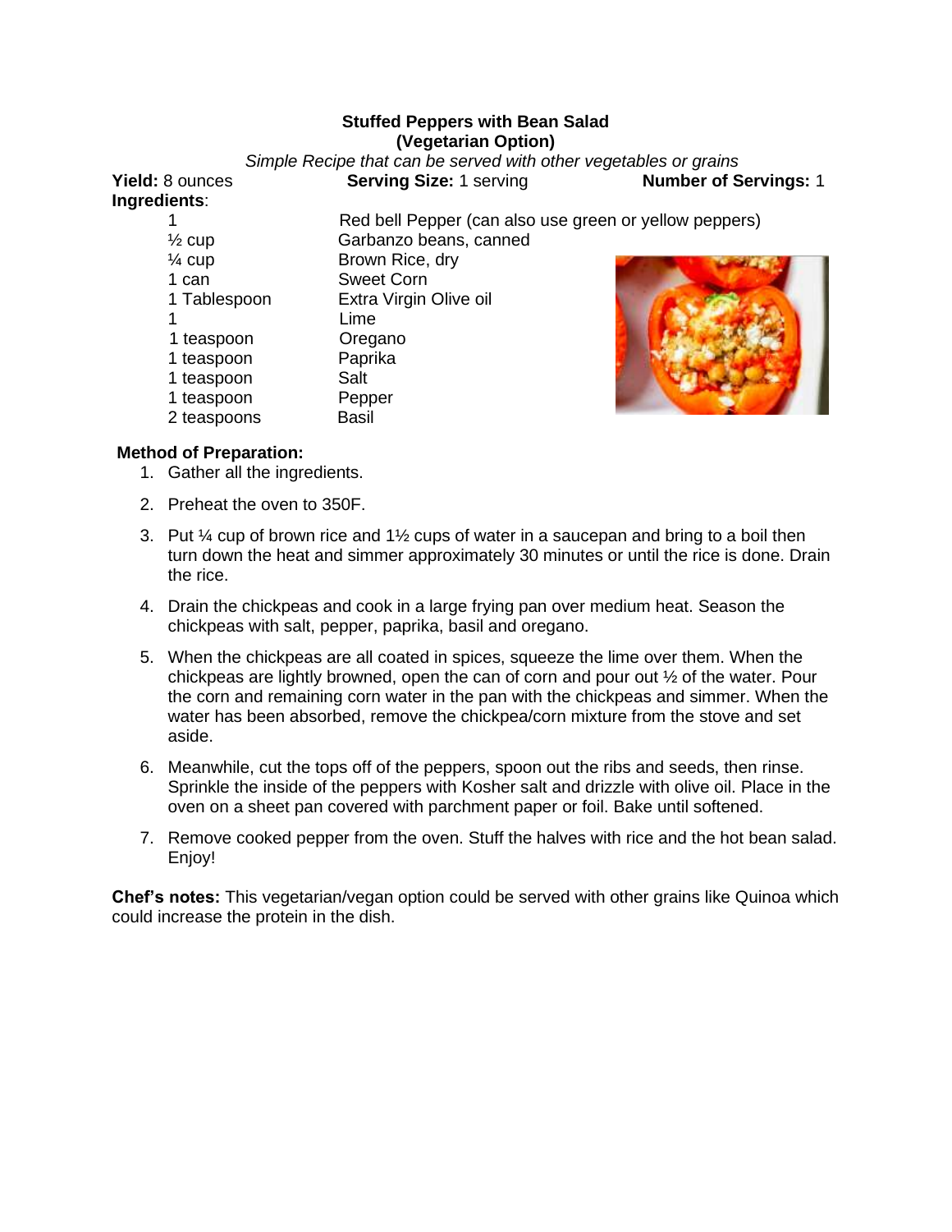# Stuffed Peppers with Bean Salad
## (Vegetarian Option)

*Simple Recipe that can be served with other vegetables or grains*

**Yield:** 8 ounces **Serving Size:** 1 serving **Number of Servings:** 1

**Ingredients**:

| | |
|---|---|
| 1 | Red bell Pepper (can also use green or yellow peppers) |
| ½ cup | Garbanzo beans, canned |
| ¼ cup | Brown Rice, dry |
| 1 can | Sweet Corn |
| 1 Tablespoon | Extra Virgin Olive oil |
| 1 | Lime |
| 1 teaspoon | Oregano |
| 1 teaspoon | Paprika |
| 1 teaspoon | Salt |
| 1 teaspoon | Pepper |
| 2 teaspoons | Basil |

**Method of Preparation:**

1. Gather all the ingredients.
2. Preheat the oven to 350F.
3. Put ¼ cup of brown rice and 1½ cups of water in a saucepan and bring to a boil then turn down the heat and simmer approximately 30 minutes or until the rice is done. Drain the rice.
4. Drain the chickpeas and cook in a large frying pan over medium heat. Season the chickpeas with salt, pepper, paprika, basil and oregano.
5. When the chickpeas are all coated in spices, squeeze the lime over them. When the chickpeas are lightly browned, open the can of corn and pour out ½ of the water. Pour the corn and remaining corn water in the pan with the chickpeas and simmer. When the water has been absorbed, remove the chickpea/corn mixture from the stove and set aside.
6. Meanwhile, cut the tops off of the peppers, spoon out the ribs and seeds, then rinse. Sprinkle the inside of the peppers with Kosher salt and drizzle with olive oil. Place in the oven on a sheet pan covered with parchment paper or foil. Bake until softened.
7. Remove cooked pepper from the oven. Stuff the halves with rice and the hot bean salad. Enjoy!

**Chef's notes:** This vegetarian/vegan option could be served with other grains like Quinoa which could increase the protein in the dish.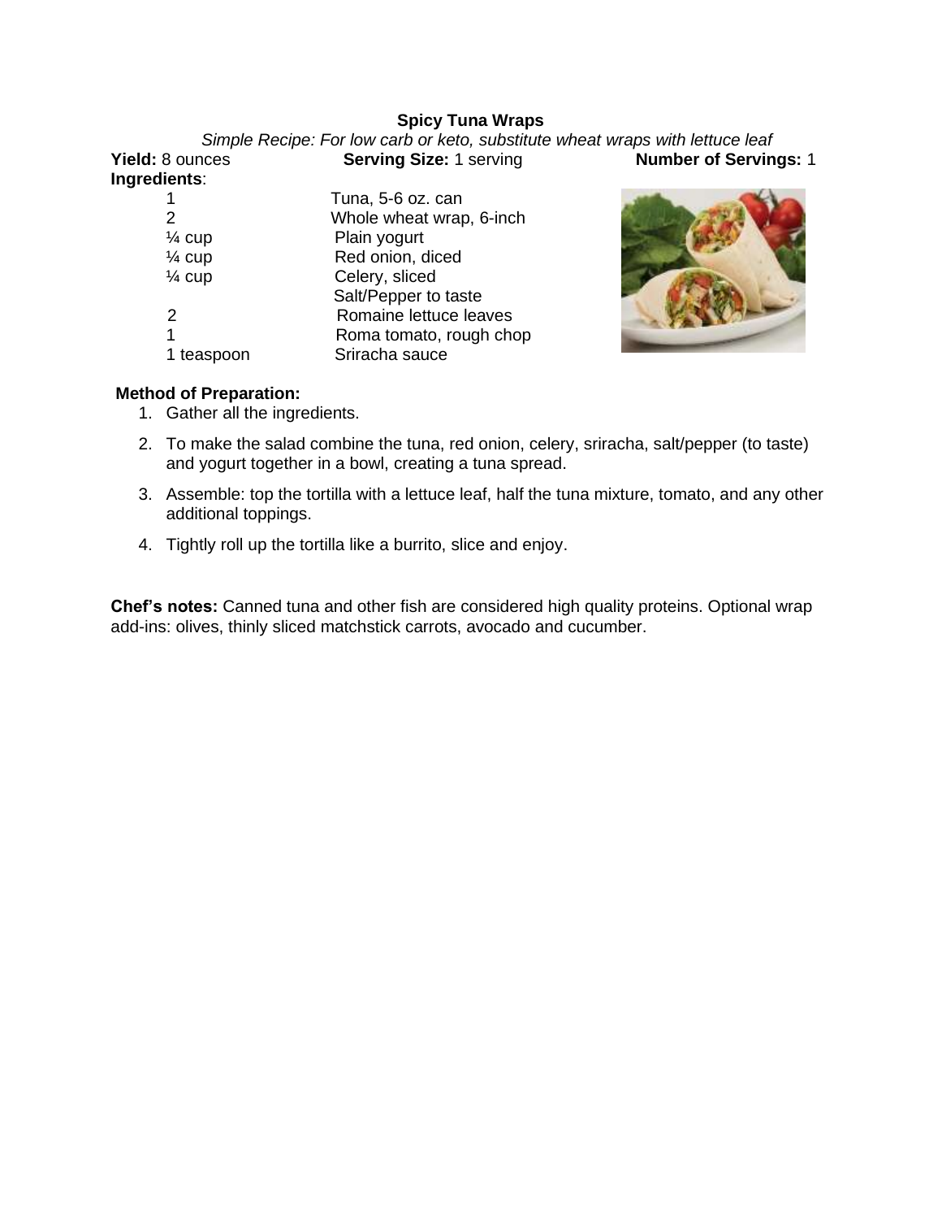## Spicy Tuna Wraps

*Simple Recipe: For low carb or keto, substitute wheat wraps with lettuce leaf*

**Yield:** 8 ounces **Serving Size:** 1 serving **Number of Servings:** 1

**Ingredients**:

| | |
|---|---|
| 1 | Tuna, 5-6 oz. can |
| 2 | Whole wheat wrap, 6-inch |
| ¼ cup | Plain yogurt |
| ¼ cup | Red onion, diced |
| ¼ cup | Celery, sliced |
| | Salt/Pepper to taste |
| 2 | Romaine lettuce leaves |
| 1 | Roma tomato, rough chop |
| 1 teaspoon | Sriracha sauce |

**Method of Preparation:**

1. Gather all the ingredients.
2. To make the salad combine the tuna, red onion, celery, sriracha, salt/pepper (to taste) and yogurt together in a bowl, creating a tuna spread.
3. Assemble: top the tortilla with a lettuce leaf, half the tuna mixture, tomato, and any other additional toppings.
4. Tightly roll up the tortilla like a burrito, slice and enjoy.

**Chef's notes:** Canned tuna and other fish are considered high quality proteins. Optional wrap add-ins: olives, thinly sliced matchstick carrots, avocado and cucumber.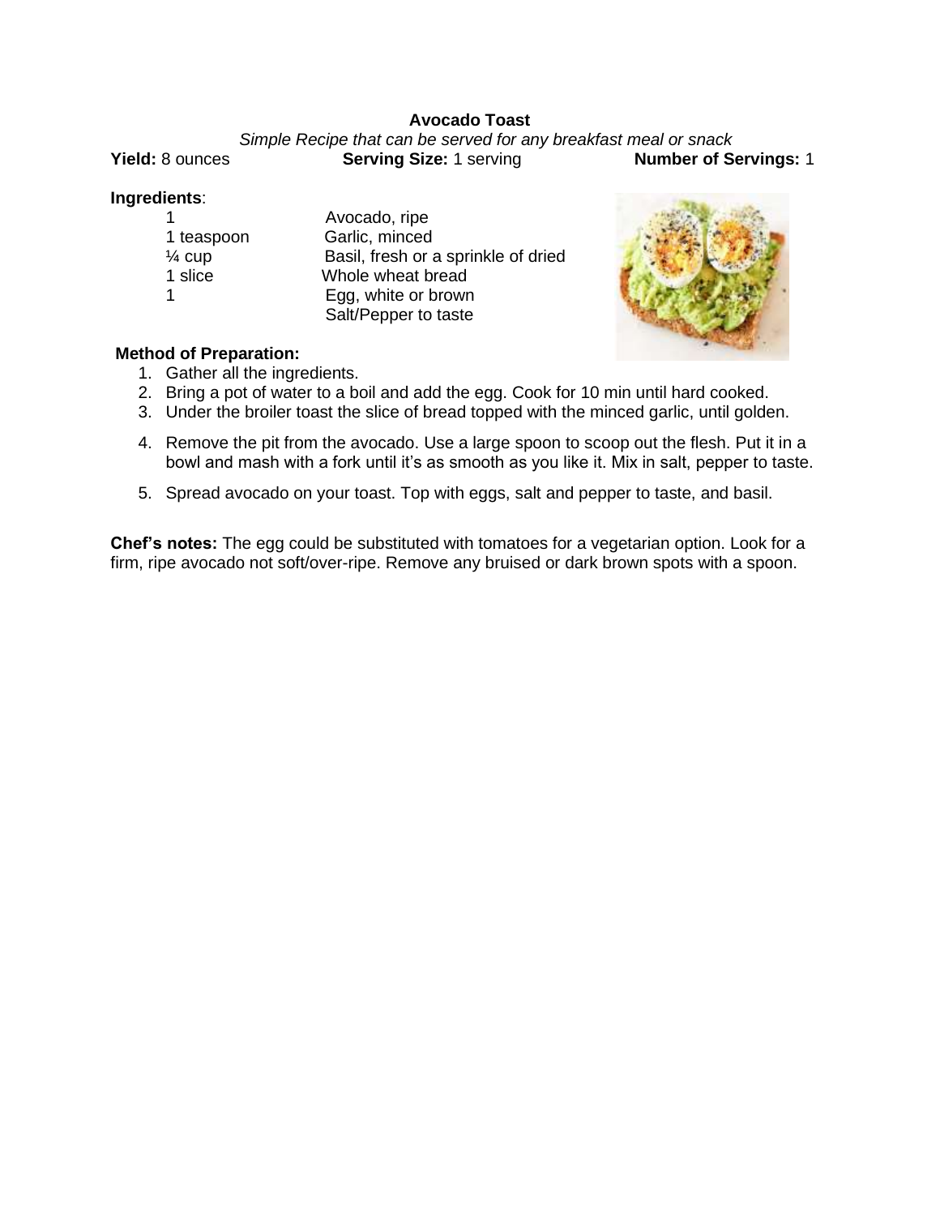# Avocado Toast

*Simple Recipe that can be served for any breakfast meal or snack*

**Yield:** 8 ounces **Serving Size:** 1 serving **Number of Servings:** 1

**Ingredients**:

| | |
|---|---|
| 1 | Avocado, ripe |
| 1 teaspoon | Garlic, minced |
| ¼ cup | Basil, fresh or a sprinkle of dried |
| 1 slice | Whole wheat bread |
| 1 | Egg, white or brown |
| | Salt/Pepper to taste |

**Method of Preparation:**

1. Gather all the ingredients.
2. Bring a pot of water to a boil and add the egg. Cook for 10 min until hard cooked.
3. Under the broiler toast the slice of bread topped with the minced garlic, until golden.
4. Remove the pit from the avocado. Use a large spoon to scoop out the flesh. Put it in a bowl and mash with a fork until it's as smooth as you like it. Mix in salt, pepper to taste.
5. Spread avocado on your toast. Top with eggs, salt and pepper to taste, and basil.

**Chef's notes:** The egg could be substituted with tomatoes for a vegetarian option. Look for a firm, ripe avocado not soft/over-ripe. Remove any bruised or dark brown spots with a spoon.